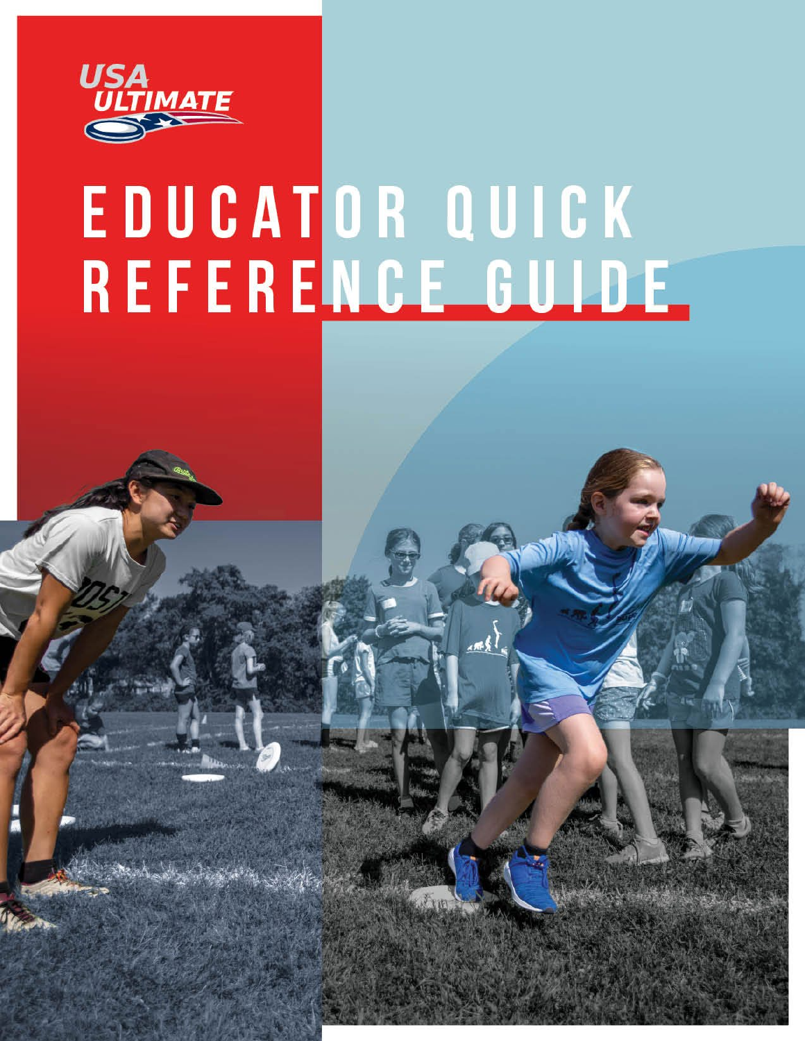USA ULTIMATE

# EDUCATOR QUICK REFERENCE GUIDE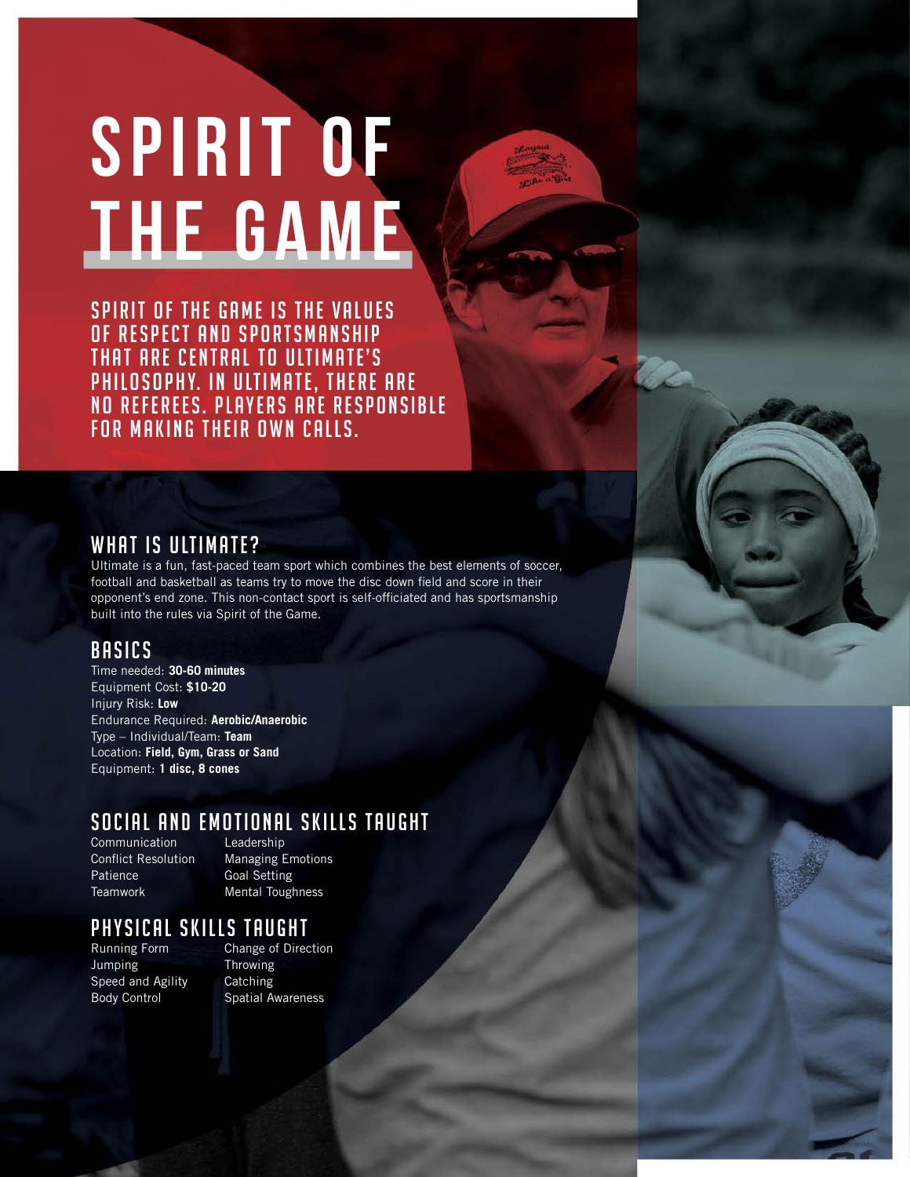# SPIRIT OF THE GAME

SPIRIT OF THE GAME IS THE VALUES OF RESPECT AND SPORTSMANSHIP THAT ARE CENTRAL TO ULTIMATE'S PHILOSOPHY. IN ULTIMATE, THERE ARE NO REFEREES. PLAYERS ARE RESPONSIBLE FOR MAKING THEIR OWN CALLS.

## WHAT IS ULTIMATE?

Ultimate is a fun, fast-paced team sport which combines the best elements of soccer, football and basketball as teams try to move the disc down field and score in their opponent's end zone. This non-contact sport is self-officiated and has sportsmanship built into the rules via Spirit of the Game.

## BASICS

Time needed: **30-60 minutes**
Equipment Cost: **$10-20**
Injury Risk: **Low**
Endurance Required: **Aerobic/Anaerobic**
Type – Individual/Team: **Team**
Location: **Field, Gym, Grass or Sand**
Equipment: **1 disc, 8 cones**

## SOCIAL AND EMOTIONAL SKILLS TAUGHT

- Communication
- Conflict Resolution
- Patience
- Teamwork
- Leadership
- Managing Emotions
- Goal Setting
- Mental Toughness

## PHYSICAL SKILLS TAUGHT

- Running Form
- Jumping
- Speed and Agility
- Body Control
- Change of Direction
- Throwing
- Catching
- Spatial Awareness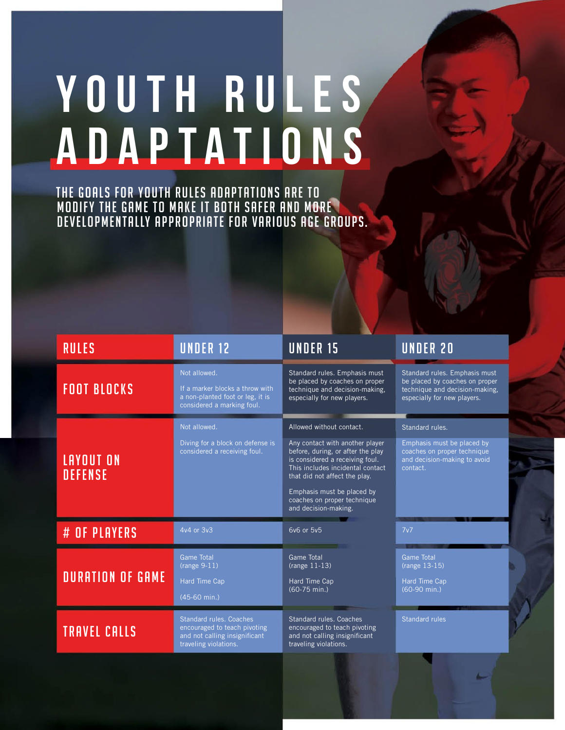# YOUTH RULES ADAPTATIONS

THE GOALS FOR YOUTH RULES ADAPTATIONS ARE TO MODIFY THE GAME TO MAKE IT BOTH SAFER AND MORE DEVELOPMENTALLY APPROPRIATE FOR VARIOUS AGE GROUPS.

| RULES | UNDER 12 | UNDER 15 | UNDER 20 |
|---|---|---|---|
| FOOT BLOCKS | Not allowed.<br><br>If a marker blocks a throw with a non-planted foot or leg, it is considered a marking foul. | Standard rules. Emphasis must be placed by coaches on proper technique and decision-making, especially for new players. | Standard rules. Emphasis must be placed by coaches on proper technique and decision-making, especially for new players. |
| LAYOUT ON DEFENSE | Not allowed.<br><br>Diving for a block on defense is considered a receiving foul. | Allowed without contact.<br><br>Any contact with another player before, during, or after the play is considered a receiving foul. This includes incidental contact that did not affect the play.<br><br>Emphasis must be placed by coaches on proper technique and decision-making. | Standard rules.<br><br>Emphasis must be placed by coaches on proper technique and decision-making to avoid contact. |
| # OF PLAYERS | 4v4 or 3v3 | 6v6 or 5v5 | 7v7 |
| DURATION OF GAME | Game Total (range 9-11)<br><br>Hard Time Cap<br><br>(45-60 min.) | Game Total (range 11-13)<br><br>Hard Time Cap (60-75 min.) | Game Total (range 13-15)<br><br>Hard Time Cap (60-90 min.) |
| TRAVEL CALLS | Standard rules. Coaches encouraged to teach pivoting and not calling insignificant traveling violations. | Standard rules. Coaches encouraged to teach pivoting and not calling insignificant traveling violations. | Standard rules |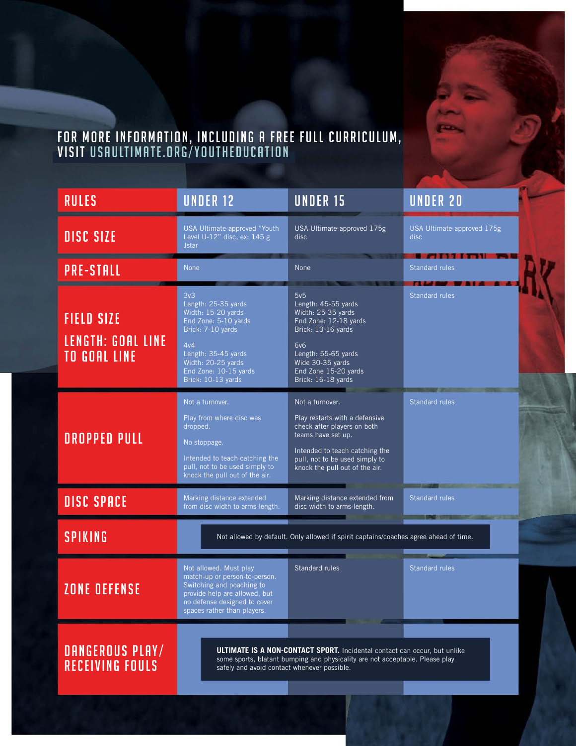FOR MORE INFORMATION, INCLUDING A FREE FULL CURRICULUM, VISIT USAULTIMATE.ORG/YOUTHEDUCATION

| RULES | UNDER 12 | UNDER 15 | UNDER 20 |
|---|---|---|---|
| DISC SIZE | USA Ultimate-approved "Youth Level U-12" disc, ex: 145 g Jstar | USA Ultimate-approved 175g disc | USA Ultimate-approved 175g disc |
| PRE-STALL | None | None | Standard rules |
| FIELD SIZE<br>LENGTH: GOAL LINE TO GOAL LINE | 3v3<br>Length: 25-35 yards<br>Width: 15-20 yards<br>End Zone: 5-10 yards<br>Brick: 7-10 yards<br><br>4v4<br>Length: 35-45 yards<br>Width: 20-25 yards<br>End Zone: 10-15 yards<br>Brick: 10-13 yards | 5v5<br>Length: 45-55 yards<br>Width: 25-35 yards<br>End Zone: 12-18 yards<br>Brick: 13-16 yards<br><br>6v6<br>Length: 55-65 yards<br>Wide 30-35 yards<br>End Zone 15-20 yards<br>Brick: 16-18 yards | Standard rules |
| DROPPED PULL | Not a turnover.<br><br>Play from where disc was dropped.<br><br>No stoppage.<br><br>Intended to teach catching the pull, not to be used simply to knock the pull out of the air. | Not a turnover.<br><br>Play restarts with a defensive check after players on both teams have set up.<br><br>Intended to teach catching the pull, not to be used simply to knock the pull out of the air. | Standard rules |
| DISC SPACE | Marking distance extended from disc width to arms-length. | Marking distance extended from disc width to arms-length. | Standard rules |
| SPIKING | Not allowed by default. Only allowed if spirit captains/coaches agree ahead of time. | | |
| ZONE DEFENSE | Not allowed. Must play match-up or person-to-person. Switching and poaching to provide help are allowed, but no defense designed to cover spaces rather than players. | Standard rules | Standard rules |
| DANGEROUS PLAY/ RECEIVING FOULS | **ULTIMATE IS A NON-CONTACT SPORT.** Incidental contact can occur, but unlike some sports, blatant bumping and physicality are not acceptable. Please play safely and avoid contact whenever possible. | | |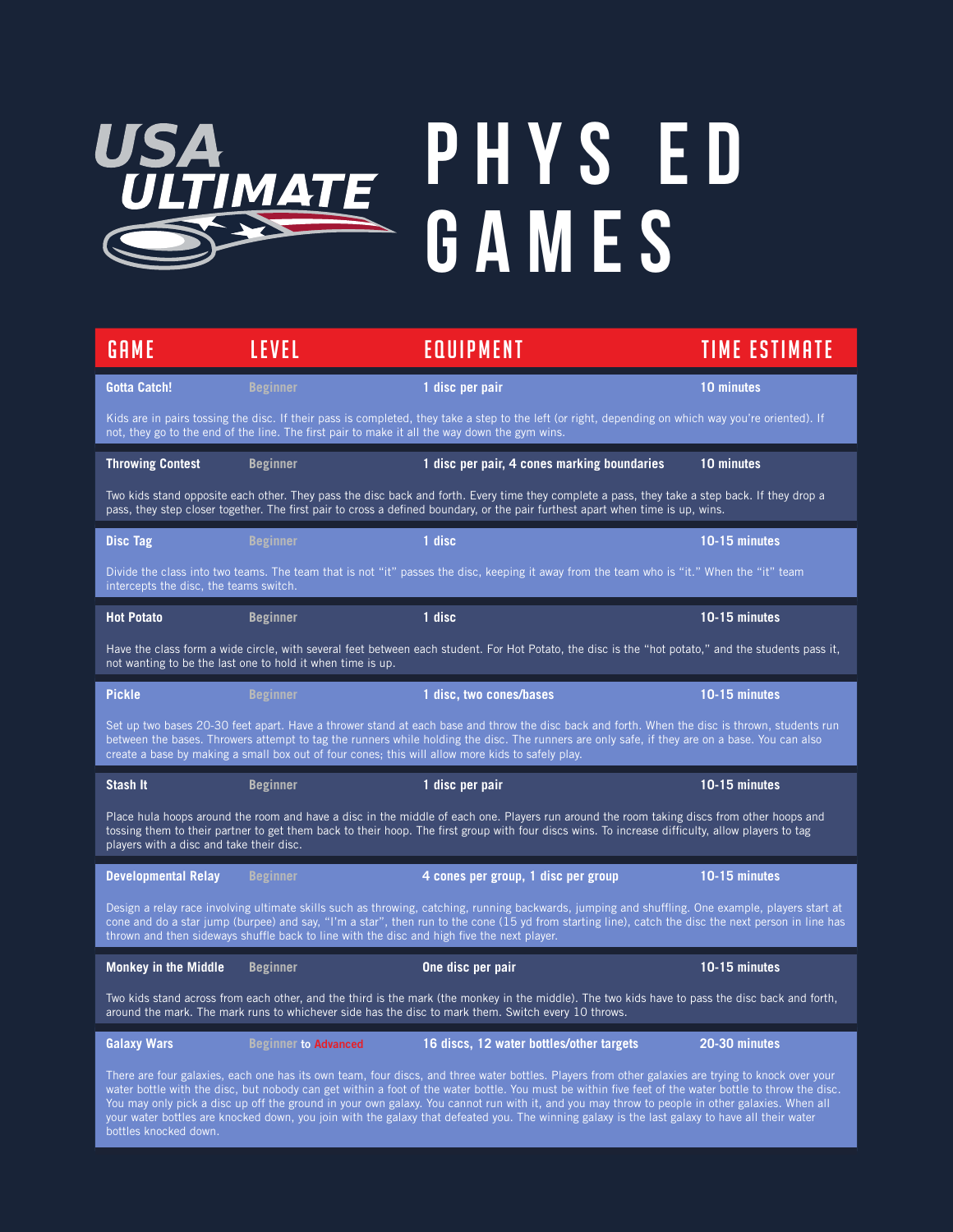# USA ULTIMATE PHYS ED GAMES

| GAME | LEVEL | EQUIPMENT | TIME ESTIMATE |
|---|---|---|---|
| **Gotta Catch!** | Beginner | 1 disc per pair | 10 minutes |
| Kids are in pairs tossing the disc. If their pass is completed, they take a step to the left (or right, depending on which way you're oriented). If not, they go to the end of the line. The first pair to make it all the way down the gym wins. | | | |
| **Throwing Contest** | Beginner | 1 disc per pair, 4 cones marking boundaries | 10 minutes |
| Two kids stand opposite each other. They pass the disc back and forth. Every time they complete a pass, they take a step back. If they drop a pass, they step closer together. The first pair to cross a defined boundary, or the pair furthest apart when time is up, wins. | | | |
| **Disc Tag** | Beginner | 1 disc | 10-15 minutes |
| Divide the class into two teams. The team that is not "it" passes the disc, keeping it away from the team who is "it." When the "it" team intercepts the disc, the teams switch. | | | |
| **Hot Potato** | Beginner | 1 disc | 10-15 minutes |
| Have the class form a wide circle, with several feet between each student. For Hot Potato, the disc is the "hot potato," and the students pass it, not wanting to be the last one to hold it when time is up. | | | |
| **Pickle** | Beginner | 1 disc, two cones/bases | 10-15 minutes |
| Set up two bases 20-30 feet apart. Have a thrower stand at each base and throw the disc back and forth. When the disc is thrown, students run between the bases. Throwers attempt to tag the runners while holding the disc. The runners are only safe, if they are on a base. You can also create a base by making a small box out of four cones; this will allow more kids to safely play. | | | |
| **Stash It** | Beginner | 1 disc per pair | 10-15 minutes |
| Place hula hoops around the room and have a disc in the middle of each one. Players run around the room taking discs from other hoops and tossing them to their partner to get them back to their hoop. The first group with four discs wins. To increase difficulty, allow players to tag players with a disc and take their disc. | | | |
| **Developmental Relay** | Beginner | 4 cones per group, 1 disc per group | 10-15 minutes |
| Design a relay race involving ultimate skills such as throwing, catching, running backwards, jumping and shuffling. One example, players start at cone and do a star jump (burpee) and say, "I'm a star", then run to the cone (15 yd from starting line), catch the disc the next person in line has thrown and then sideways shuffle back to line with the disc and high five the next player. | | | |
| **Monkey in the Middle** | Beginner | One disc per pair | 10-15 minutes |
| Two kids stand across from each other, and the third is the mark (the monkey in the middle). The two kids have to pass the disc back and forth, around the mark. The mark runs to whichever side has the disc to mark them. Switch every 10 throws. | | | |
| **Galaxy Wars** | Beginner to Advanced | 16 discs, 12 water bottles/other targets | 20-30 minutes |
| There are four galaxies, each one has its own team, four discs, and three water bottles. Players from other galaxies are trying to knock over your water bottle with the disc, but nobody can get within a foot of the water bottle. You must be within five feet of the water bottle to throw the disc. You may only pick a disc up off the ground in your own galaxy. You cannot run with it, and you may throw to people in other galaxies. When all your water bottles are knocked down, you join with the galaxy that defeated you. The winning galaxy is the last galaxy to have all their water bottles knocked down. | | | |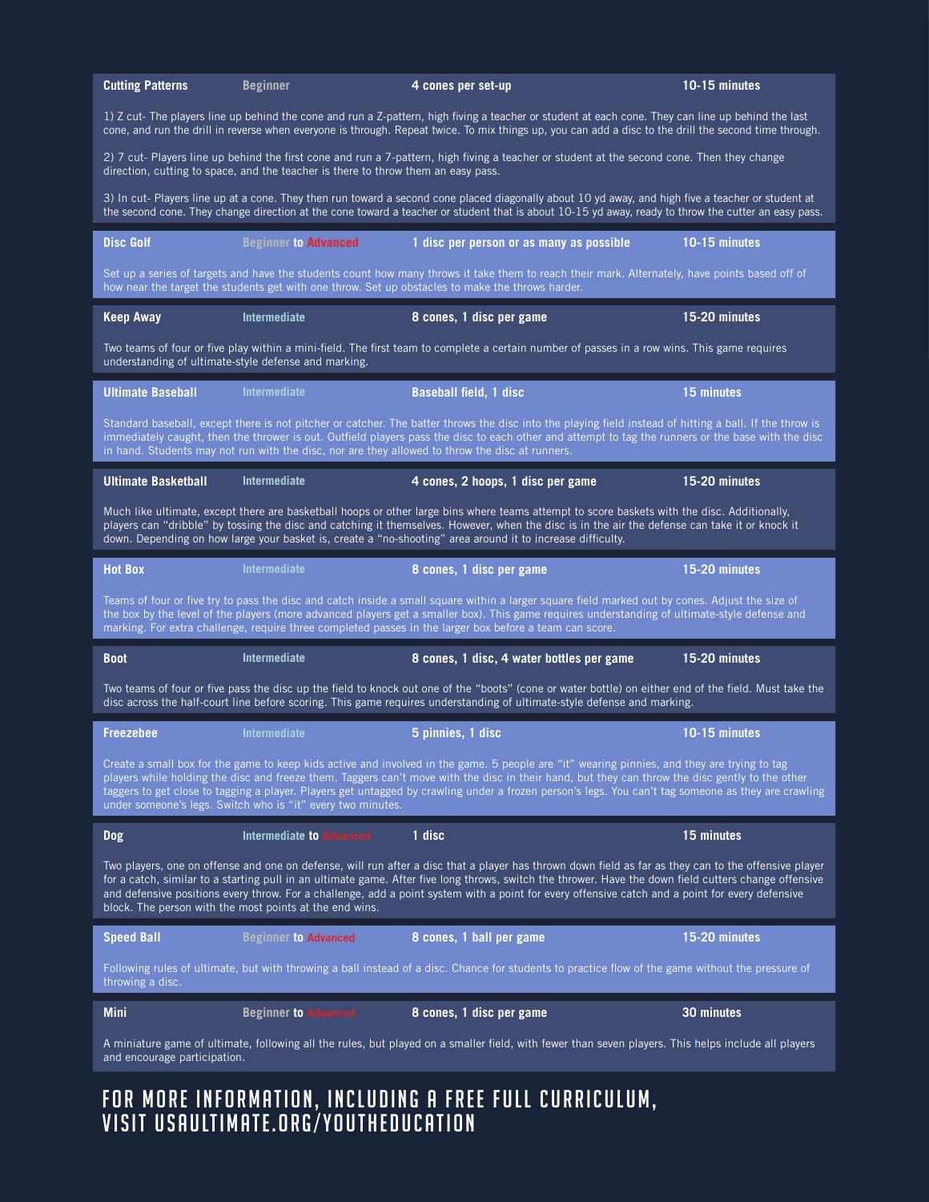**Cutting Patterns** | Beginner | 4 cones per set-up | 10-15 minutes

1) Z cut- The players line up behind the cone and run a Z-pattern, high fiving a teacher or student at each cone. They can line up behind the last cone, and run the drill in reverse when everyone is through. Repeat twice. To mix things up, you can add a disc to the drill the second time through.

2) 7 cut- Players line up behind the first cone and run a 7-pattern, high fiving a teacher or student at the second cone. Then they change direction, cutting to space, and the teacher is there to throw them an easy pass.

3) In cut- Players line up at a cone. They then run toward a second cone placed diagonally about 10 yd away, and high five a teacher or student at the second cone. They change direction at the cone toward a teacher or student that is about 10-15 yd away, ready to throw the cutter an easy pass.

**Disc Golf** | Beginner to Advanced | 1 disc per person or as many as possible | 10-15 minutes

Set up a series of targets and have the students count how many throws it take them to reach their mark. Alternately, have points based off of how near the target the students get with one throw. Set up obstacles to make the throws harder.

**Keep Away** | Intermediate | 8 cones, 1 disc per game | 15-20 minutes

Two teams of four or five play within a mini-field. The first team to complete a certain number of passes in a row wins. This game requires understanding of ultimate-style defense and marking.

**Ultimate Baseball** | Intermediate | Baseball field, 1 disc | 15 minutes

Standard baseball, except there is not pitcher or catcher. The batter throws the disc into the playing field instead of hitting a ball. If the throw is immediately caught, then the thrower is out. Outfield players pass the disc to each other and attempt to tag the runners or the base with the disc in hand. Students may not run with the disc, nor are they allowed to throw the disc at runners.

**Ultimate Basketball** | Intermediate | 4 cones, 2 hoops, 1 disc per game | 15-20 minutes

Much like ultimate, except there are basketball hoops or other large bins where teams attempt to score baskets with the disc. Additionally, players can "dribble" by tossing the disc and catching it themselves. However, when the disc is in the air the defense can take it or knock it down. Depending on how large your basket is, create a "no-shooting" area around it to increase difficulty.

**Hot Box** | Intermediate | 8 cones, 1 disc per game | 15-20 minutes

Teams of four or five try to pass the disc and catch inside a small square within a larger square field marked out by cones. Adjust the size of the box by the level of the players (more advanced players get a smaller box). This game requires understanding of ultimate-style defense and marking. For extra challenge, require three completed passes in the larger box before a team can score.

**Boot** | Intermediate | 8 cones, 1 disc, 4 water bottles per game | 15-20 minutes

Two teams of four or five pass the disc up the field to knock out one of the "boots" (cone or water bottle) on either end of the field. Must take the disc across the half-court line before scoring. This game requires understanding of ultimate-style defense and marking.

**Freezebee** | Intermediate | 5 pinnies, 1 disc | 10-15 minutes

Create a small box for the game to keep kids active and involved in the game. 5 people are "it" wearing pinnies, and they are trying to tag players while holding the disc and freeze them. Taggers can't move with the disc in their hand, but they can throw the disc gently to the other taggers to get close to tagging a player. Players get untagged by crawling under a frozen person's legs. You can't tag someone as they are crawling under someone's legs. Switch who is "it" every two minutes.

**Dog** | Intermediate to Advanced | 1 disc | 15 minutes

Two players, one on offense and one on defense, will run after a disc that a player has thrown down field as far as they can to the offensive player for a catch, similar to a starting pull in an ultimate game. After five long throws, switch the thrower. Have the down field cutters change offensive and defensive positions every throw. For a challenge, add a point system with a point for every offensive catch and a point for every defensive block. The person with the most points at the end wins.

**Speed Ball** | Beginner to Advanced | 8 cones, 1 ball per game | 15-20 minutes

Following rules of ultimate, but with throwing a ball instead of a disc. Chance for students to practice flow of the game without the pressure of throwing a disc.

**Mini** | Beginner to Advanced | 8 cones, 1 disc per game | 30 minutes

A miniature game of ultimate, following all the rules, but played on a smaller field, with fewer than seven players. This helps include all players and encourage participation.

## FOR MORE INFORMATION, INCLUDING A FREE FULL CURRICULUM, VISIT USAULTIMATE.ORG/YOUTHEDUCATION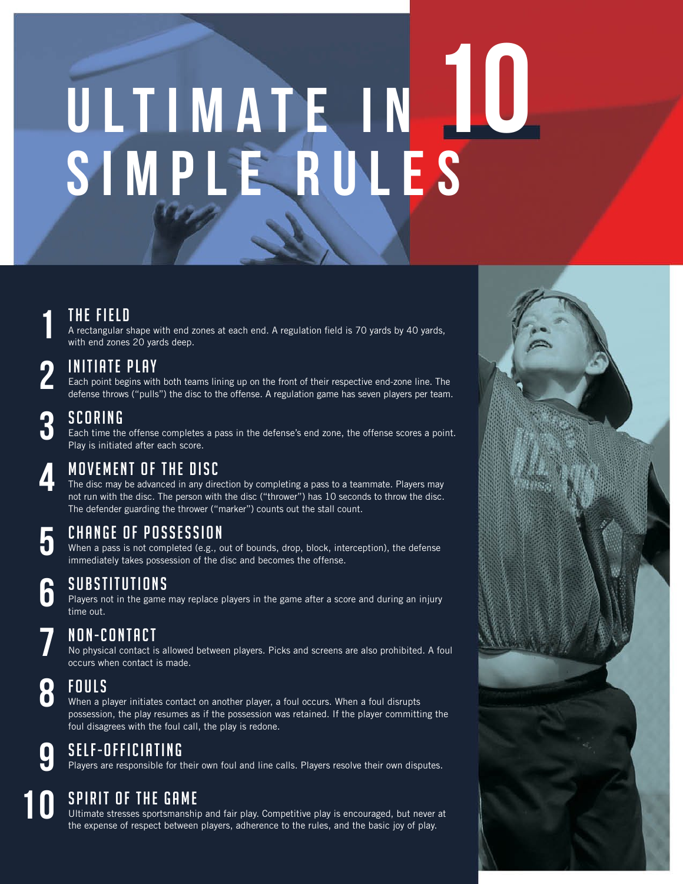# ULTIMATE IN 10 SIMPLE RULES

## 1 THE FIELD

A rectangular shape with end zones at each end. A regulation field is 70 yards by 40 yards, with end zones 20 yards deep.

## 2 INITIATE PLAY

Each point begins with both teams lining up on the front of their respective end-zone line. The defense throws ("pulls") the disc to the offense. A regulation game has seven players per team.

## 3 SCORING

Each time the offense completes a pass in the defense's end zone, the offense scores a point. Play is initiated after each score.

## 4 MOVEMENT OF THE DISC

The disc may be advanced in any direction by completing a pass to a teammate. Players may not run with the disc. The person with the disc ("thrower") has 10 seconds to throw the disc. The defender guarding the thrower ("marker") counts out the stall count.

## 5 CHANGE OF POSSESSION

When a pass is not completed (e.g., out of bounds, drop, block, interception), the defense immediately takes possession of the disc and becomes the offense.

## 6 SUBSTITUTIONS

Players not in the game may replace players in the game after a score and during an injury time out.

## 7 NON-CONTACT

No physical contact is allowed between players. Picks and screens are also prohibited. A foul occurs when contact is made.

## 8 FOULS

When a player initiates contact on another player, a foul occurs. When a foul disrupts possession, the play resumes as if the possession was retained. If the player committing the foul disagrees with the foul call, the play is redone.

## 9 SELF-OFFICIATING

Players are responsible for their own foul and line calls. Players resolve their own disputes.

## 10 SPIRIT OF THE GAME

Ultimate stresses sportsmanship and fair play. Competitive play is encouraged, but never at the expense of respect between players, adherence to the rules, and the basic joy of play.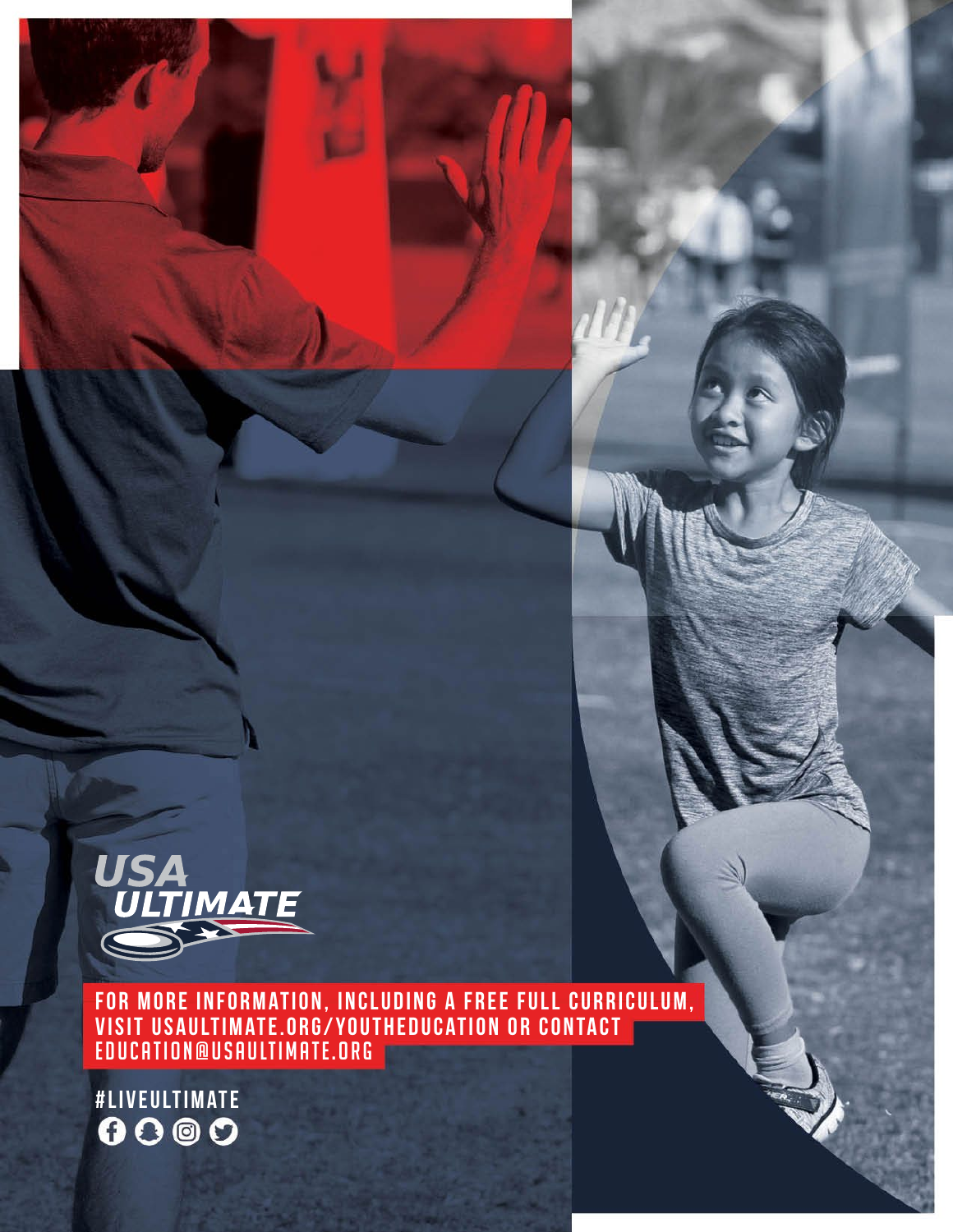USA ULTIMATE

FOR MORE INFORMATION, INCLUDING A FREE FULL CURRICULUM, VISIT USAULTIMATE.ORG/YOUTHEDUCATION OR CONTACT EDUCATION@USAULTIMATE.ORG

#LIVEULTIMATE